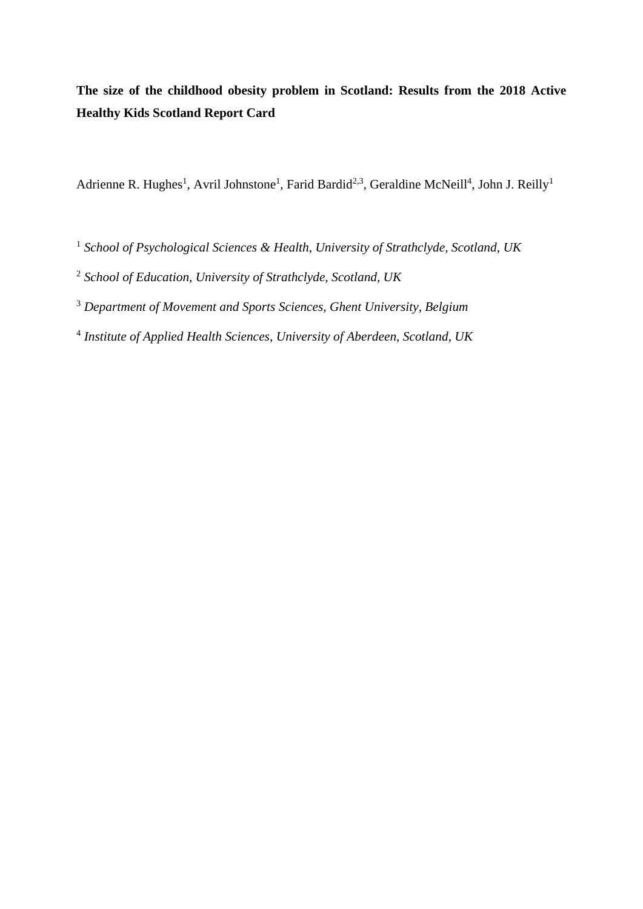**The size of the childhood obesity problem in Scotland: Results from the 2018 Active Healthy Kids Scotland Report Card**

Adrienne R. Hughes[1], Avril Johnstone[1], Farid Bardid[2,3], Geraldine McNeill[4], John J. Reilly[1]

[1] *School of Psychological Sciences & Health, University of Strathclyde, Scotland, UK*

[2] *School of Education, University of Strathclyde, Scotland, UK*

[3] *Department of Movement and Sports Sciences, Ghent University, Belgium*

[4] *Institute of Applied Health Sciences, University of Aberdeen, Scotland, UK*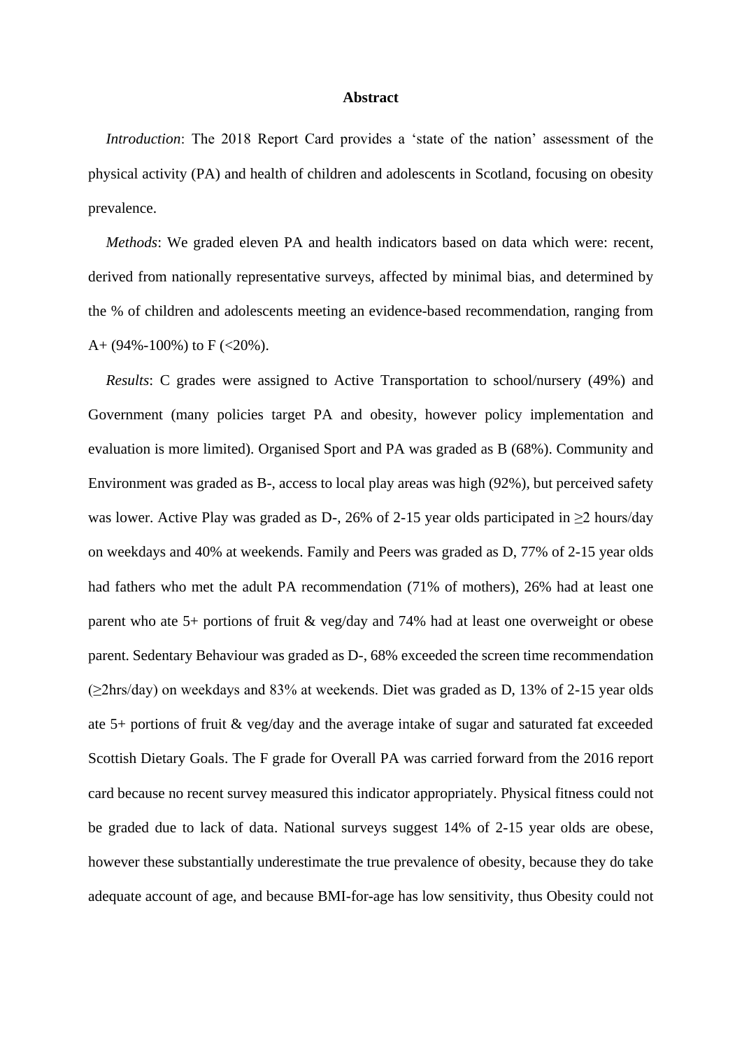**Abstract**

*Introduction*: The 2018 Report Card provides a 'state of the nation' assessment of the physical activity (PA) and health of children and adolescents in Scotland, focusing on obesity prevalence.

*Methods*: We graded eleven PA and health indicators based on data which were: recent, derived from nationally representative surveys, affected by minimal bias, and determined by the % of children and adolescents meeting an evidence-based recommendation, ranging from A+ (94%-100%) to F (<20%).

*Results*: C grades were assigned to Active Transportation to school/nursery (49%) and Government (many policies target PA and obesity, however policy implementation and evaluation is more limited). Organised Sport and PA was graded as B (68%). Community and Environment was graded as B-, access to local play areas was high (92%), but perceived safety was lower. Active Play was graded as D-, 26% of 2-15 year olds participated in ≥2 hours/day on weekdays and 40% at weekends. Family and Peers was graded as D, 77% of 2-15 year olds had fathers who met the adult PA recommendation (71% of mothers), 26% had at least one parent who ate 5+ portions of fruit & veg/day and 74% had at least one overweight or obese parent. Sedentary Behaviour was graded as D-, 68% exceeded the screen time recommendation (≥2hrs/day) on weekdays and 83% at weekends. Diet was graded as D, 13% of 2-15 year olds ate 5+ portions of fruit & veg/day and the average intake of sugar and saturated fat exceeded Scottish Dietary Goals. The F grade for Overall PA was carried forward from the 2016 report card because no recent survey measured this indicator appropriately. Physical fitness could not be graded due to lack of data. National surveys suggest 14% of 2-15 year olds are obese, however these substantially underestimate the true prevalence of obesity, because they do take adequate account of age, and because BMI-for-age has low sensitivity, thus Obesity could not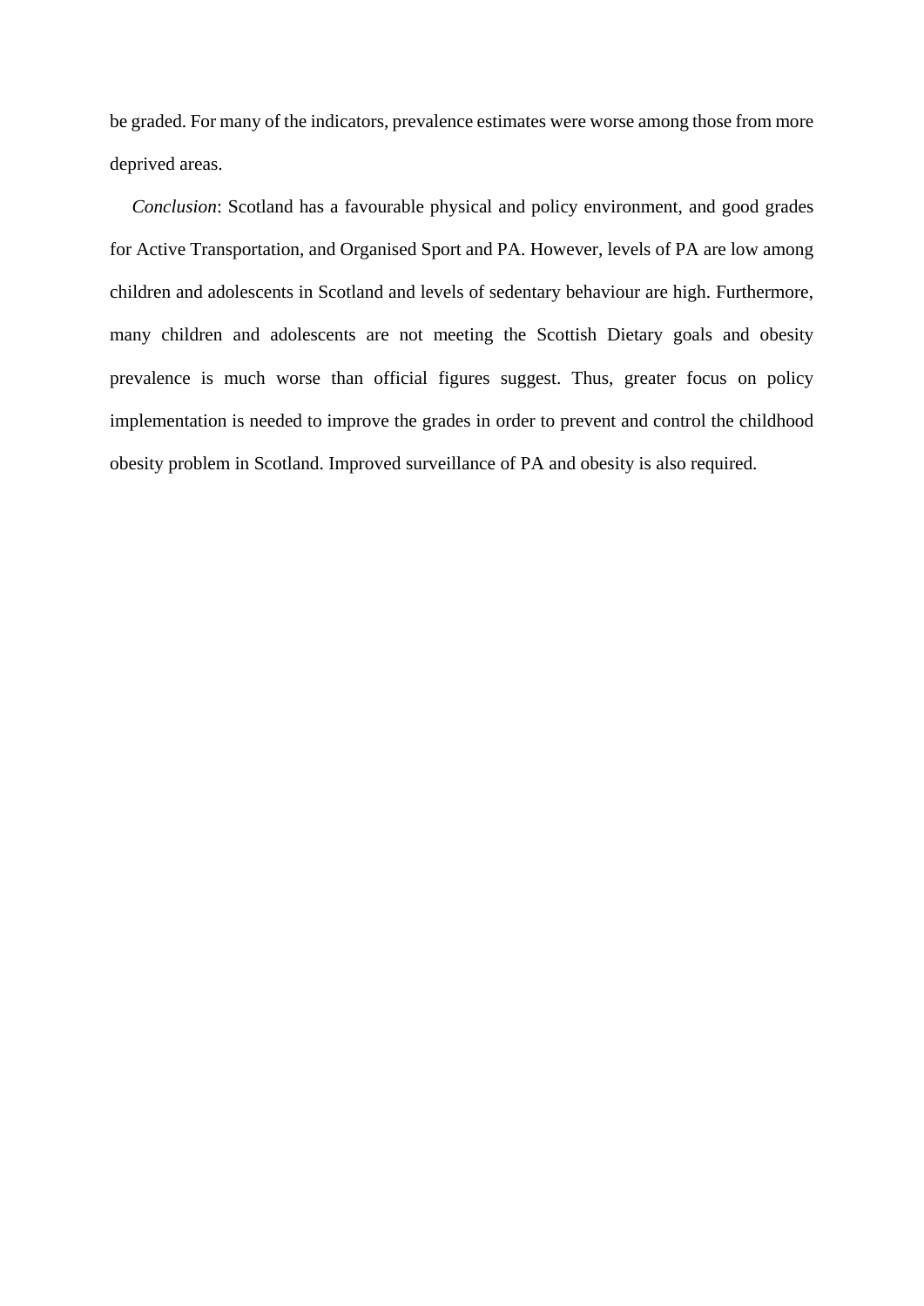be graded. For many of the indicators, prevalence estimates were worse among those from more deprived areas.

*Conclusion*: Scotland has a favourable physical and policy environment, and good grades for Active Transportation, and Organised Sport and PA. However, levels of PA are low among children and adolescents in Scotland and levels of sedentary behaviour are high. Furthermore, many children and adolescents are not meeting the Scottish Dietary goals and obesity prevalence is much worse than official figures suggest. Thus, greater focus on policy implementation is needed to improve the grades in order to prevent and control the childhood obesity problem in Scotland. Improved surveillance of PA and obesity is also required.